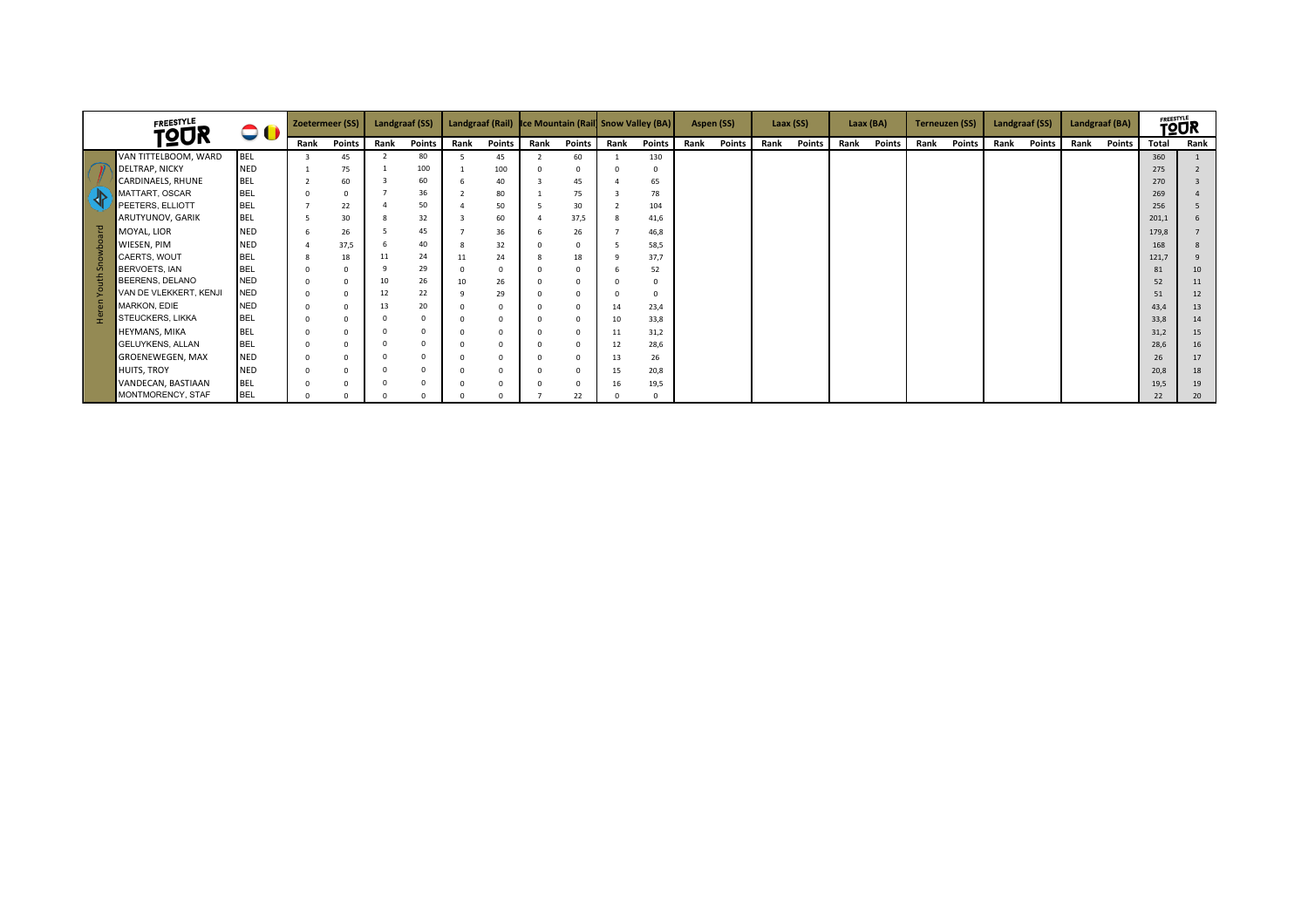| FREESTYLE TOUR | | Zoetermeer (SS) | | Landgraaf (SS) | | Landgraaf (Rail) | | Ice Mountain (Rail) | | Snow Valley (BA) | | Aspen (SS) | | Laax (SS) | | Laax (BA) | | Terneuzen (SS) | | Landgraaf (SS) | | Landgraaf (BA) | | FREESTYLE TOUR | |
|---|---|---|---|---|---|---|---|---|---|---|---|---|---|---|---|---|---|---|---|---|---|---|---|---|---|
| | | Rank | Points | Rank | Points | Rank | Points | Rank | Points | Rank | Points | Rank | Points | Rank | Points | Rank | Points | Rank | Points | Rank | Points | Rank | Points | Total | Rank |
| VAN TITTELBOOM, WARD | BEL | 3 | 45 | 2 | 80 | 5 | 45 | 2 | 60 | 1 | 130 | | | | | | | | | | | | | 360 | 1 |
| DELTRAP, NICKY | NED | 1 | 75 | 1 | 100 | 1 | 100 | 0 | 0 | 0 | 0 | | | | | | | | | | | | | 275 | 2 |
| CARDINAELS, RHUNE | BEL | 2 | 60 | 3 | 60 | 6 | 40 | 3 | 45 | 4 | 65 | | | | | | | | | | | | | 270 | 3 |
| MATTART, OSCAR | BEL | 0 | 0 | 7 | 36 | 2 | 80 | 1 | 75 | 3 | 78 | | | | | | | | | | | | | 269 | 4 |
| PEETERS, ELLIOTT | BEL | 7 | 22 | 4 | 50 | 4 | 50 | 5 | 30 | 2 | 104 | | | | | | | | | | | | | 256 | 5 |
| ARUTYUNOV, GARIK | BEL | 5 | 30 | 8 | 32 | 3 | 60 | 4 | 37,5 | 8 | 41,6 | | | | | | | | | | | | | 201,1 | 6 |
| MOYAL, LIOR | NED | 6 | 26 | 5 | 45 | 7 | 36 | 6 | 26 | 7 | 46,8 | | | | | | | | | | | | | 179,8 | 7 |
| WIESEN, PIM | NED | 4 | 37,5 | 6 | 40 | 8 | 32 | 0 | 0 | 5 | 58,5 | | | | | | | | | | | | | 168 | 8 |
| CAERTS, WOUT | BEL | 8 | 18 | 11 | 24 | 11 | 24 | 8 | 18 | 9 | 37,7 | | | | | | | | | | | | | 121,7 | 9 |
| BERVOETS, IAN | BEL | 0 | 0 | 9 | 29 | 0 | 0 | 0 | 0 | 6 | 52 | | | | | | | | | | | | | 81 | 10 |
| BEERENS, DELANO | NED | 0 | 0 | 10 | 26 | 10 | 26 | 0 | 0 | 0 | 0 | | | | | | | | | | | | | 52 | 11 |
| VAN DE VLEKKERT, KENJI | NED | 0 | 0 | 12 | 22 | 9 | 29 | 0 | 0 | 0 | 0 | | | | | | | | | | | | | 51 | 12 |
| MARKON, EDIE | NED | 0 | 0 | 13 | 20 | 0 | 0 | 0 | 0 | 14 | 23,4 | | | | | | | | | | | | | 43,4 | 13 |
| STEUCKERS, LIKKA | BEL | 0 | 0 | 0 | 0 | 0 | 0 | 0 | 0 | 10 | 33,8 | | | | | | | | | | | | | 33,8 | 14 |
| HEYMANS, MIKA | BEL | 0 | 0 | 0 | 0 | 0 | 0 | 0 | 0 | 11 | 31,2 | | | | | | | | | | | | | 31,2 | 15 |
| GELUYKENS, ALLAN | BEL | 0 | 0 | 0 | 0 | 0 | 0 | 0 | 0 | 12 | 28,6 | | | | | | | | | | | | | 28,6 | 16 |
| GROENEWEGEN, MAX | NED | 0 | 0 | 0 | 0 | 0 | 0 | 0 | 0 | 13 | 26 | | | | | | | | | | | | | 26 | 17 |
| HUITS, TROY | NED | 0 | 0 | 0 | 0 | 0 | 0 | 0 | 0 | 15 | 20,8 | | | | | | | | | | | | | 20,8 | 18 |
| VANDECAN, BASTIAAN | BEL | 0 | 0 | 0 | 0 | 0 | 0 | 0 | 0 | 16 | 19,5 | | | | | | | | | | | | | 19,5 | 19 |
| MONTMORENCY, STAF | BEL | 0 | 0 | 0 | 0 | 0 | 0 | 7 | 22 | 0 | 0 | | | | | | | | | | | | | 22 | 20 |

Heren Youth Snowboard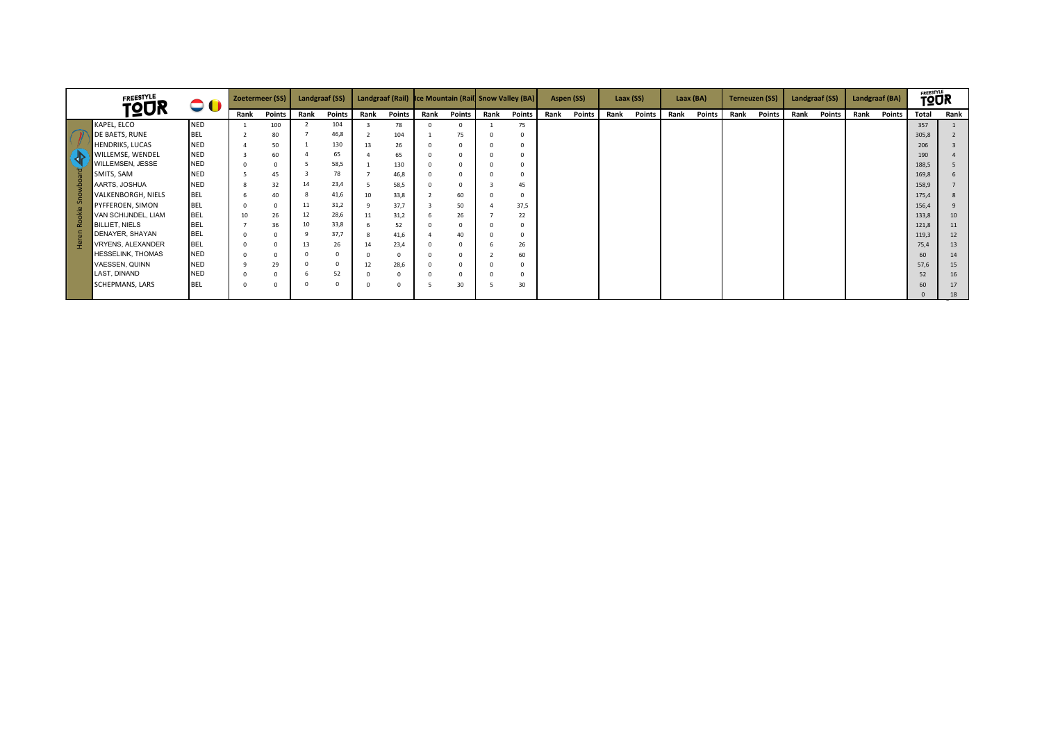| Heren Rookie Snowboard | | Zoetermeer (SS) | | Landgraaf (SS) | | Landgraaf (Rail) | | Ice Mountain (Rail) | | Snow Valley (BA) | | Aspen (SS) | | Laax (SS) | | Laax (BA) | | Terneuzen (SS) | | Landgraaf (SS) | | Landgraaf (BA) | | FREESTYLE TOUR | |
|---|---|---|---|---|---|---|---|---|---|---|---|---|---|---|---|---|---|---|---|---|---|---|---|---|---|
| | | Rank | Points | Rank | Points | Rank | Points | Rank | Points | Rank | Points | Rank | Points | Rank | Points | Rank | Points | Rank | Points | Rank | Points | Rank | Points | Total | Rank |
| KAPEL, ELCO | NED | 1 | 100 | 2 | 104 | 3 | 78 | 0 | 0 | 1 | 75 | | | | | | | | | | | | | 357 | 1 |
| DE BAETS, RUNE | BEL | 2 | 80 | 7 | 46,8 | 2 | 104 | 1 | 75 | 0 | 0 | | | | | | | | | | | | | 305,8 | 2 |
| HENDRIKS, LUCAS | NED | 4 | 50 | 1 | 130 | 13 | 26 | 0 | 0 | 0 | 0 | | | | | | | | | | | | | 206 | 3 |
| WILLEMSE, WENDEL | NED | 3 | 60 | 4 | 65 | 4 | 65 | 0 | 0 | 0 | 0 | | | | | | | | | | | | | 190 | 4 |
| WILLEMSEN, JESSE | NED | 0 | 0 | 5 | 58,5 | 1 | 130 | 0 | 0 | 0 | 0 | | | | | | | | | | | | | 188,5 | 5 |
| SMITS, SAM | NED | 5 | 45 | 3 | 78 | 7 | 46,8 | 0 | 0 | 0 | 0 | | | | | | | | | | | | | 169,8 | 6 |
| AARTS, JOSHUA | NED | 8 | 32 | 14 | 23,4 | 5 | 58,5 | 0 | 0 | 3 | 45 | | | | | | | | | | | | | 158,9 | 7 |
| VALKENBORGH, NIELS | BEL | 6 | 40 | 8 | 41,6 | 10 | 33,8 | 2 | 60 | 0 | 0 | | | | | | | | | | | | | 175,4 | 8 |
| PYFFEROEN, SIMON | BEL | 0 | 0 | 11 | 31,2 | 9 | 37,7 | 3 | 50 | 4 | 37,5 | | | | | | | | | | | | | 156,4 | 9 |
| VAN SCHIJNDEL, LIAM | BEL | 10 | 26 | 12 | 28,6 | 11 | 31,2 | 6 | 26 | 7 | 22 | | | | | | | | | | | | | 133,8 | 10 |
| BILLIET, NIELS | BEL | 7 | 36 | 10 | 33,8 | 6 | 52 | 0 | 0 | 0 | 0 | | | | | | | | | | | | | 121,8 | 11 |
| DENAYER, SHAYAN | BEL | 0 | 0 | 9 | 37,7 | 8 | 41,6 | 4 | 40 | 0 | 0 | | | | | | | | | | | | | 119,3 | 12 |
| VRYENS, ALEXANDER | BEL | 0 | 0 | 13 | 26 | 14 | 23,4 | 0 | 0 | 6 | 26 | | | | | | | | | | | | | 75,4 | 13 |
| HESSELINK, THOMAS | NED | 0 | 0 | 0 | 0 | 0 | 0 | 0 | 0 | 2 | 60 | | | | | | | | | | | | | 60 | 14 |
| VAESSEN, QUINN | NED | 9 | 29 | 0 | 0 | 12 | 28,6 | 0 | 0 | 0 | 0 | | | | | | | | | | | | | 57,6 | 15 |
| LAST, DINAND | NED | 0 | 0 | 6 | 52 | 0 | 0 | 0 | 0 | 0 | 0 | | | | | | | | | | | | | 52 | 16 |
| SCHEPMANS, LARS | BEL | 0 | 0 | 0 | 0 | 0 | 0 | 5 | 30 | 5 | 30 | | | | | | | | | | | | | 60 | 17 |
| | | | | | | | | | | | | | | | | | | | | | | | | 0 | 18 |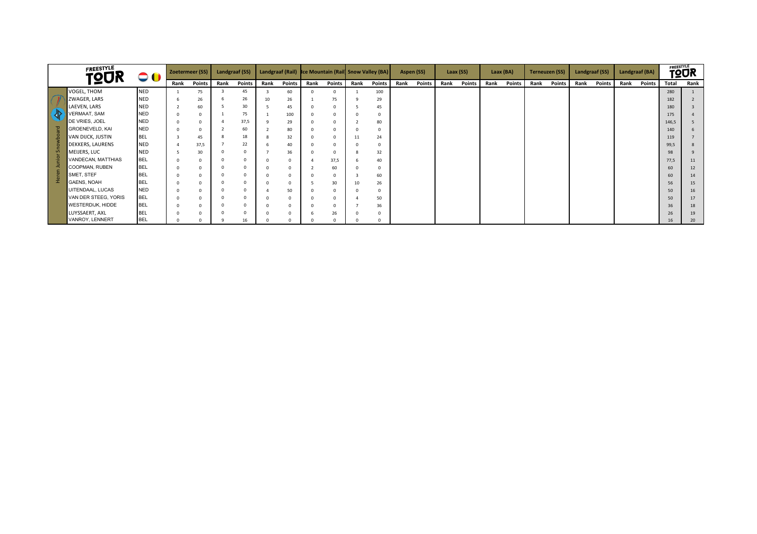| Heren Junior Snowboard | FREESTYLE TOUR | | Zoetermeer (SS) | | Landgraaf (SS) | | Landgraaf (Rail) | | Ice Mountain (Rail) | | Snow Valley (BA) | | Aspen (SS) | | Laax (SS) | | Laax (BA) | | Terneuzen (SS) | | Landgraaf (SS) | | Landgraaf (BA) | | FREESTYLE TOUR | |
|---|---|---|---|---|---|---|---|---|---|---|---|---|---|---|---|---|---|---|---|---|---|---|---|---|---|---|
| | | | Rank | Points | Rank | Points | Rank | Points | Rank | Points | Rank | Points | Rank | Points | Rank | Points | Rank | Points | Rank | Points | Rank | Points | Rank | Points | Total | Rank |
| | VOGEL, THOM | NED | 1 | 75 | 3 | 45 | 3 | 60 | 0 | 0 | 1 | 100 | | | | | | | | | | | | | 280 | 1 |
| | ZWAGER, LARS | NED | 6 | 26 | 6 | 26 | 10 | 26 | 1 | 75 | 9 | 29 | | | | | | | | | | | | | 182 | 2 |
| | LAEVEN, LARS | NED | 2 | 60 | 5 | 30 | 5 | 45 | 0 | 0 | 5 | 45 | | | | | | | | | | | | | 180 | 3 |
| | VERMAAT, SAM | NED | 0 | 0 | 1 | 75 | 1 | 100 | 0 | 0 | 0 | 0 | | | | | | | | | | | | | 175 | 4 |
| | DE VRIES, JOEL | NED | 0 | 0 | 4 | 37,5 | 9 | 29 | 0 | 0 | 2 | 80 | | | | | | | | | | | | | 146,5 | 5 |
| | GROENEVELD, KAI | NED | 0 | 0 | 2 | 60 | 2 | 80 | 0 | 0 | 0 | 0 | | | | | | | | | | | | | 140 | 6 |
| | VAN DIJCK, JUSTIN | BEL | 3 | 45 | 8 | 18 | 8 | 32 | 0 | 0 | 11 | 24 | | | | | | | | | | | | | 119 | 7 |
| | DEKKERS, LAURENS | NED | 4 | 37,5 | 7 | 22 | 6 | 40 | 0 | 0 | 0 | 0 | | | | | | | | | | | | | 99,5 | 8 |
| | MEIJERS, LUC | NED | 5 | 30 | 0 | 0 | 7 | 36 | 0 | 0 | 8 | 32 | | | | | | | | | | | | | 98 | 9 |
| | VANDECAN, MATTHIAS | BEL | 0 | 0 | 0 | 0 | 0 | 0 | 4 | 37,5 | 6 | 40 | | | | | | | | | | | | | 77,5 | 11 |
| | COOPMAN, RUBEN | BEL | 0 | 0 | 0 | 0 | 0 | 0 | 2 | 60 | 0 | 0 | | | | | | | | | | | | | 60 | 12 |
| | SMET, STEF | BEL | 0 | 0 | 0 | 0 | 0 | 0 | 0 | 0 | 3 | 60 | | | | | | | | | | | | | 60 | 14 |
| | GAENS, NOAH | BEL | 0 | 0 | 0 | 0 | 0 | 0 | 5 | 30 | 10 | 26 | | | | | | | | | | | | | 56 | 15 |
| | UITENDAAL, LUCAS | NED | 0 | 0 | 0 | 0 | 4 | 50 | 0 | 0 | 0 | 0 | | | | | | | | | | | | | 50 | 16 |
| | VAN DER STEEG, YORIS | BEL | 0 | 0 | 0 | 0 | 0 | 0 | 0 | 0 | 4 | 50 | | | | | | | | | | | | | 50 | 17 |
| | WESTERDIJK, HIDDE | BEL | 0 | 0 | 0 | 0 | 0 | 0 | 0 | 0 | 7 | 36 | | | | | | | | | | | | | 36 | 18 |
| | LUYSSAERT, AXL | BEL | 0 | 0 | 0 | 0 | 0 | 0 | 6 | 26 | 0 | 0 | | | | | | | | | | | | | 26 | 19 |
| | VANROY, LENNERT | BEL | 0 | 0 | 9 | 16 | 0 | 0 | 0 | 0 | 0 | 0 | | | | | | | | | | | | | 16 | 20 |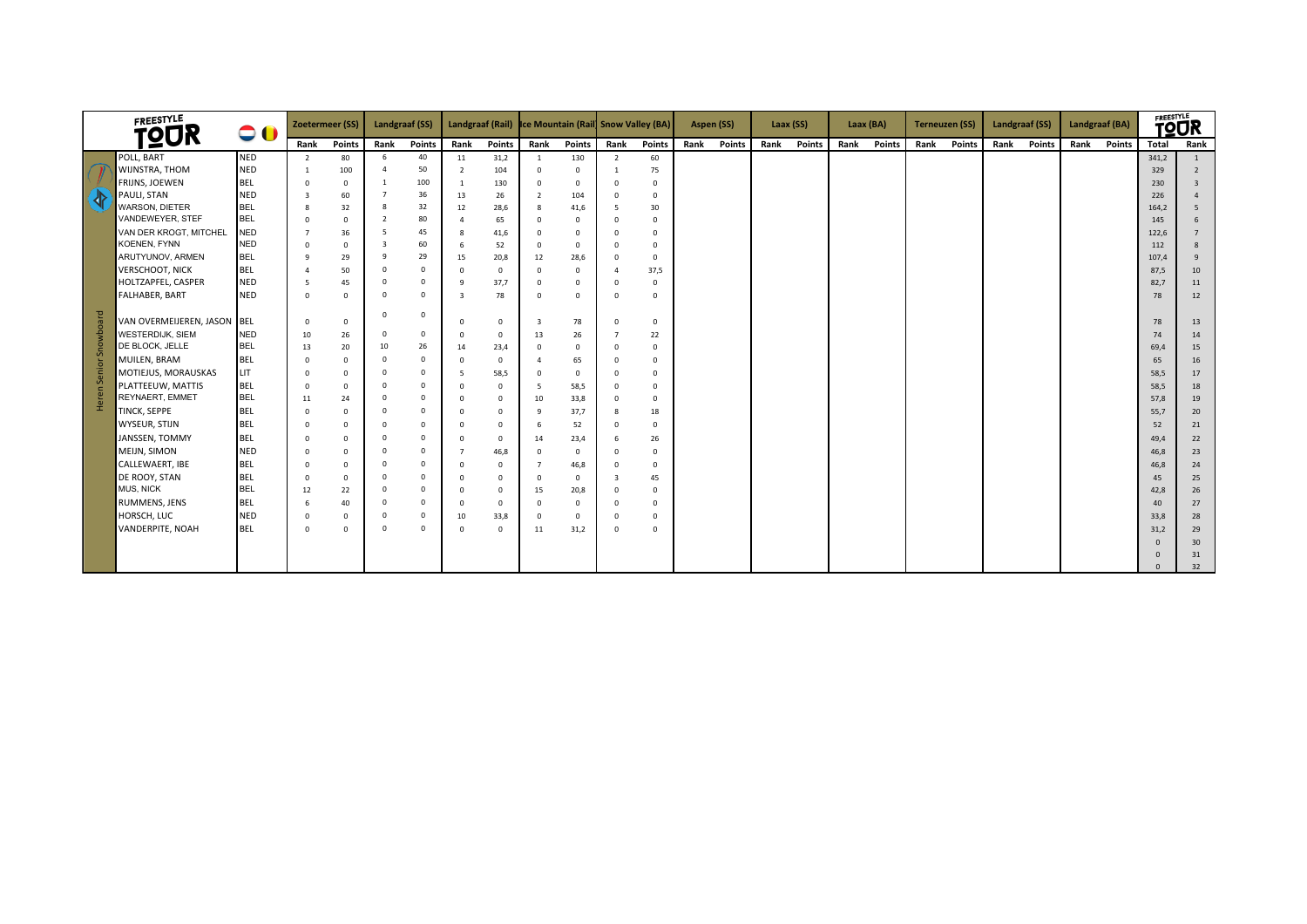| FREESTYLE TOUR | | | Zoetermeer (SS) | | Landgraaf (SS) | | Landgraaf (Rail) | | Ice Mountain (Rail) | | Snow Valley (BA) | | Aspen (SS) | | Laax (SS) | | Laax (BA) | | Terneuzen (SS) | | Landgraaf (SS) | | Landgraaf (BA) | | FREESTYLE TOUR | |
|---|---|---|---|---|---|---|---|---|---|---|---|---|---|---|---|---|---|---|---|---|---|---|---|---|---|---|
| | | | Rank | Points | Rank | Points | Rank | Points | Rank | Points | Rank | Points | Rank | Points | Rank | Points | Rank | Points | Rank | Points | Rank | Points | Rank | Points | Total | Rank |
| Heren Senior Snowboard | POLL, BART | NED | 2 | 80 | 6 | 40 | 11 | 31,2 | 1 | 130 | 2 | 60 | | | | | | | | | | | | | 341,2 | 1 |
| | WIJNSTRA, THOM | NED | 1 | 100 | 4 | 50 | 2 | 104 | 0 | 0 | 1 | 75 | | | | | | | | | | | | | 329 | 2 |
| | FRIJNS, JOEWEN | BEL | 0 | 0 | 1 | 100 | 1 | 130 | 0 | 0 | 0 | 0 | | | | | | | | | | | | | 230 | 3 |
| | PAULI, STAN | NED | 3 | 60 | 7 | 36 | 13 | 26 | 2 | 104 | 0 | 0 | | | | | | | | | | | | | 226 | 4 |
| | WARSON, DIETER | BEL | 8 | 32 | 8 | 32 | 12 | 28,6 | 8 | 41,6 | 5 | 30 | | | | | | | | | | | | | 164,2 | 5 |
| | VANDEWEYER, STEF | BEL | 0 | 0 | 2 | 80 | 4 | 65 | 0 | 0 | 0 | 0 | | | | | | | | | | | | | 145 | 6 |
| | VAN DER KROGT, MITCHEL | NED | 7 | 36 | 5 | 45 | 8 | 41,6 | 0 | 0 | 0 | 0 | | | | | | | | | | | | | 122,6 | 7 |
| | KOENEN, FYNN | NED | 0 | 0 | 3 | 60 | 6 | 52 | 0 | 0 | 0 | 0 | | | | | | | | | | | | | 112 | 8 |
| | ARUTYUNOV, ARMEN | BEL | 9 | 29 | 9 | 29 | 15 | 20,8 | 12 | 28,6 | 0 | 0 | | | | | | | | | | | | | 107,4 | 9 |
| | VERSCHOOT, NICK | BEL | 4 | 50 | 0 | 0 | 0 | 0 | 0 | 0 | 4 | 37,5 | | | | | | | | | | | | | 87,5 | 10 |
| | HOLTZAPFEL, CASPER | NED | 5 | 45 | 0 | 0 | 9 | 37,7 | 0 | 0 | 0 | 0 | | | | | | | | | | | | | 82,7 | 11 |
| | FALHABER, BART | NED | 0 | 0 | 0 | 0 | 3 | 78 | 0 | 0 | 0 | 0 | | | | | | | | | | | | | 78 | 12 |
| | VAN OVERMEIJEREN, JASON | BEL | 0 | 0 | 0 | 0 | 0 | 0 | 3 | 78 | 0 | 0 | | | | | | | | | | | | | 78 | 13 |
| | WESTERDIJK, SIEM | NED | 10 | 26 | 0 | 0 | 0 | 0 | 13 | 26 | 7 | 22 | | | | | | | | | | | | | 74 | 14 |
| | DE BLOCK, JELLE | BEL | 13 | 20 | 10 | 26 | 14 | 23,4 | 0 | 0 | 0 | 0 | | | | | | | | | | | | | 69,4 | 15 |
| | MUILEN, BRAM | BEL | 0 | 0 | 0 | 0 | 0 | 0 | 4 | 65 | 0 | 0 | | | | | | | | | | | | | 65 | 16 |
| | MOTIEJUS, MORAUSKAS | LIT | 0 | 0 | 0 | 0 | 5 | 58,5 | 0 | 0 | 0 | 0 | | | | | | | | | | | | | 58,5 | 17 |
| | PLATTEEUW, MATTIS | BEL | 0 | 0 | 0 | 0 | 0 | 0 | 5 | 58,5 | 0 | 0 | | | | | | | | | | | | | 58,5 | 18 |
| | REYNAERT, EMMET | BEL | 11 | 24 | 0 | 0 | 0 | 0 | 10 | 33,8 | 0 | 0 | | | | | | | | | | | | | 57,8 | 19 |
| | TINCK, SEPPE | BEL | 0 | 0 | 0 | 0 | 0 | 0 | 9 | 37,7 | 8 | 18 | | | | | | | | | | | | | 55,7 | 20 |
| | WYSEUR, STIJN | BEL | 0 | 0 | 0 | 0 | 0 | 0 | 6 | 52 | 0 | 0 | | | | | | | | | | | | | 52 | 21 |
| | JANSSEN, TOMMY | BEL | 0 | 0 | 0 | 0 | 0 | 0 | 14 | 23,4 | 6 | 26 | | | | | | | | | | | | | 49,4 | 22 |
| | MEIJN, SIMON | NED | 0 | 0 | 0 | 0 | 7 | 46,8 | 0 | 0 | 0 | 0 | | | | | | | | | | | | | 46,8 | 23 |
| | CALLEWAERT, IBE | BEL | 0 | 0 | 0 | 0 | 0 | 0 | 7 | 46,8 | 0 | 0 | | | | | | | | | | | | | 46,8 | 24 |
| | DE ROOY, STAN | BEL | 0 | 0 | 0 | 0 | 0 | 0 | 0 | 0 | 3 | 45 | | | | | | | | | | | | | 45 | 25 |
| | MUS, NICK | BEL | 12 | 22 | 0 | 0 | 0 | 0 | 15 | 20,8 | 0 | 0 | | | | | | | | | | | | | 42,8 | 26 |
| | RUMMENS, JENS | BEL | 6 | 40 | 0 | 0 | 0 | 0 | 0 | 0 | 0 | 0 | | | | | | | | | | | | | 40 | 27 |
| | HORSCH, LUC | NED | 0 | 0 | 0 | 0 | 10 | 33,8 | 0 | 0 | 0 | 0 | | | | | | | | | | | | | 33,8 | 28 |
| | VANDERPITE, NOAH | BEL | 0 | 0 | 0 | 0 | 0 | 0 | 11 | 31,2 | 0 | 0 | | | | | | | | | | | | | 31,2 | 29 |
| | | | | | | | | | | | | | | | | | | | | | | | | | 0 | 30 |
| | | | | | | | | | | | | | | | | | | | | | | | | | 0 | 31 |
| | | | | | | | | | | | | | | | | | | | | | | | | | 0 | 32 |